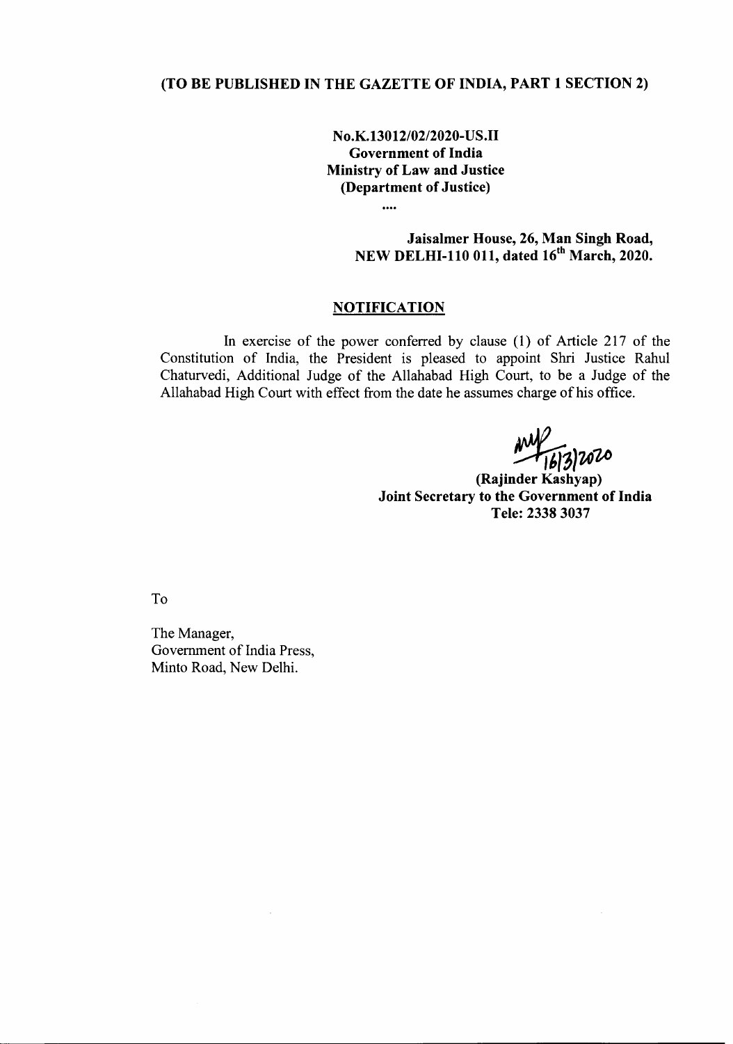**(TO BE PUBLISHED IN THE GAZETTE OF INDIA, PART 1 SECTION 2)**

**No.K.13012/02/2020-US.II**
**Government of India**
**Ministry of Law and Justice**
**(Department of Justice)**

....

**Jaisalmer House, 26, Man Singh Road,**
**NEW DELHI-110 011, dated 16th March, 2020.**

## NOTIFICATION

In exercise of the power conferred by clause (1) of Article 217 of the Constitution of India, the President is pleased to appoint Shri Justice Rahul Chaturvedi, Additional Judge of the Allahabad High Court, to be a Judge of the Allahabad High Court with effect from the date he assumes charge of his office.

16/3/2020

**(Rajinder Kashyap)**
**Joint Secretary to the Government of India**
**Tele: 2338 3037**

To

The Manager,
Government of India Press,
Minto Road, New Delhi.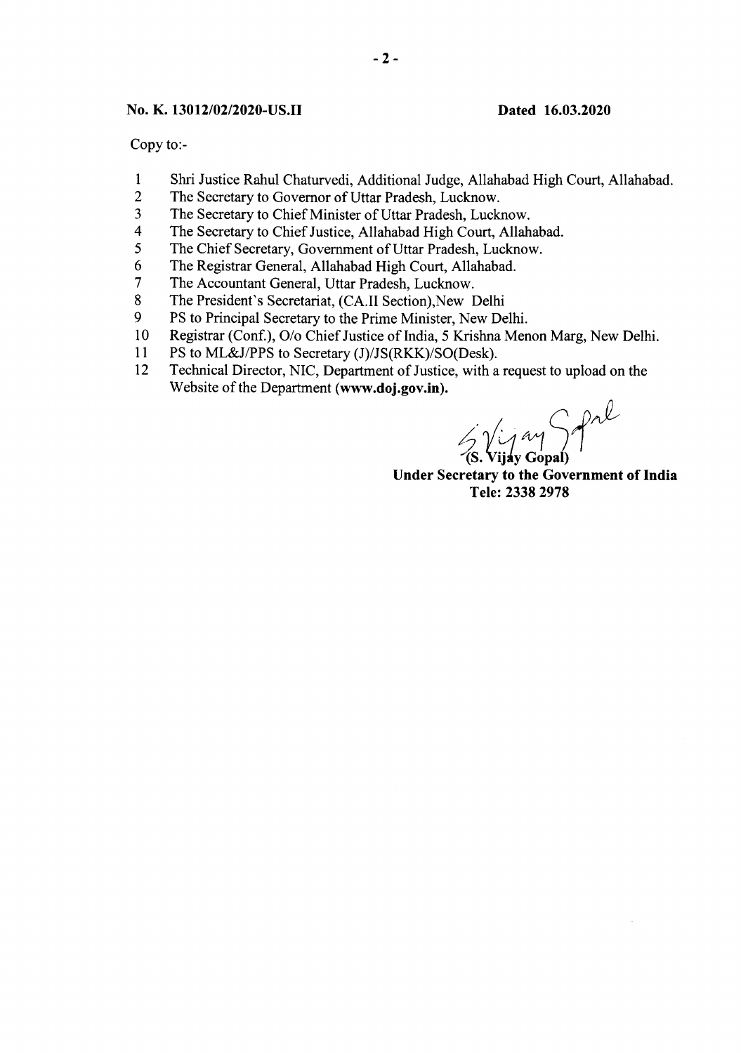**No. K. 13012/02/2020-US.II** **Dated 16.03.2020**

Copy to:-

1. Shri Justice Rahul Chaturvedi, Additional Judge, Allahabad High Court, Allahabad.
2. The Secretary to Governor of Uttar Pradesh, Lucknow.
3. The Secretary to Chief Minister of Uttar Pradesh, Lucknow.
4. The Secretary to Chief Justice, Allahabad High Court, Allahabad.
5. The Chief Secretary, Government of Uttar Pradesh, Lucknow.
6. The Registrar General, Allahabad High Court, Allahabad.
7. The Accountant General, Uttar Pradesh, Lucknow.
8. The President's Secretariat, (CA.II Section),New Delhi
9. PS to Principal Secretary to the Prime Minister, New Delhi.
10. Registrar (Conf.), O/o Chief Justice of India, 5 Krishna Menon Marg, New Delhi.
11. PS to ML&J/PPS to Secretary (J)/JS(RKK)/SO(Desk).
12. Technical Director, NIC, Department of Justice, with a request to upload on the Website of the Department (**www.doj.gov.in**).

**(S. Vijay Gopal)**
**Under Secretary to the Government of India**
**Tele: 2338 2978**